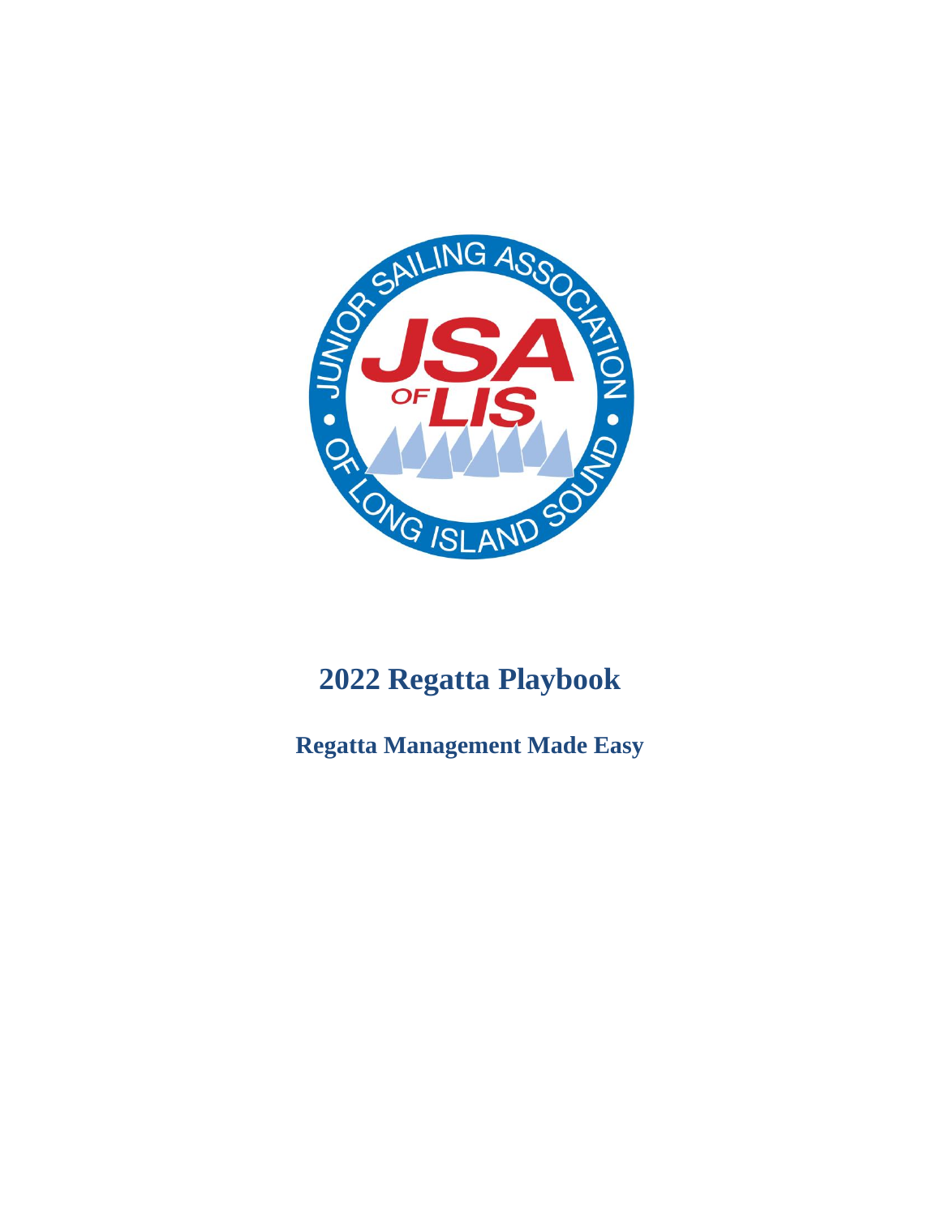# 2022 Regatta Playbook

## Regatta Management Made Easy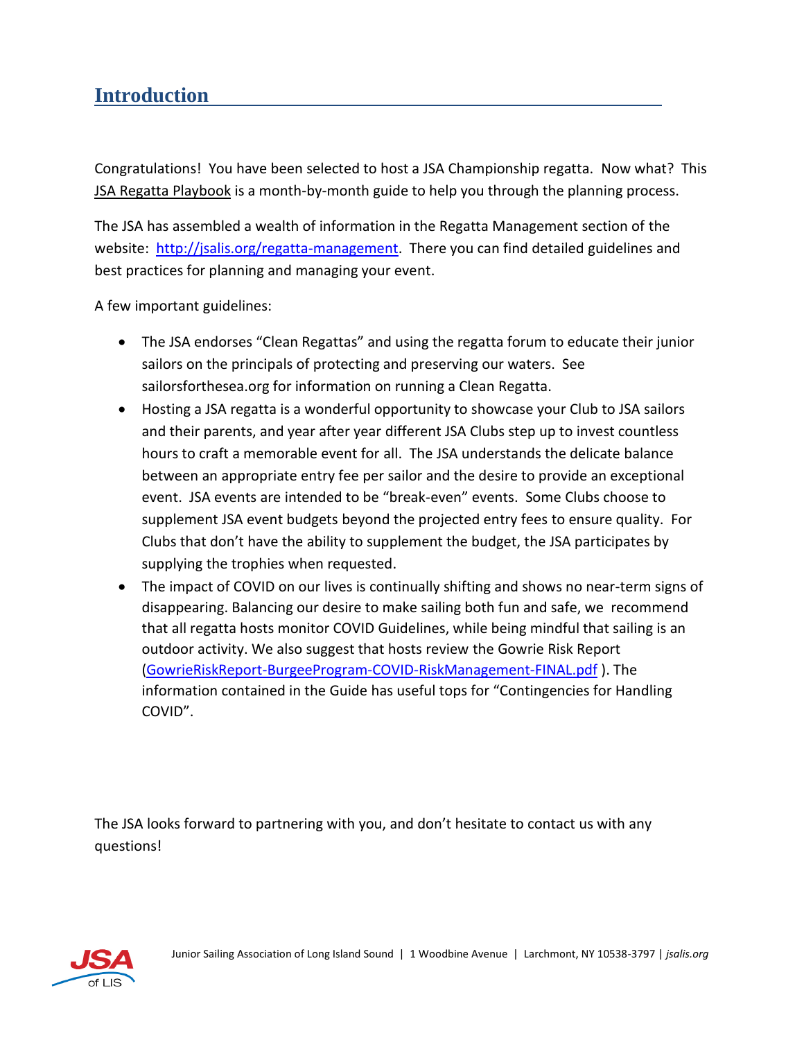## Introduction

Congratulations! You have been selected to host a JSA Championship regatta. Now what? This JSA Regatta Playbook is a month-by-month guide to help you through the planning process.

The JSA has assembled a wealth of information in the Regatta Management section of the website: [http://jsalis.org/regatta-management](http://jsalis.org/regatta-management). There you can find detailed guidelines and best practices for planning and managing your event.

A few important guidelines:

- The JSA endorses "Clean Regattas" and using the regatta forum to educate their junior sailors on the principals of protecting and preserving our waters. See sailorsforthesea.org for information on running a Clean Regatta.
- Hosting a JSA regatta is a wonderful opportunity to showcase your Club to JSA sailors and their parents, and year after year different JSA Clubs step up to invest countless hours to craft a memorable event for all. The JSA understands the delicate balance between an appropriate entry fee per sailor and the desire to provide an exceptional event. JSA events are intended to be "break-even" events. Some Clubs choose to supplement JSA event budgets beyond the projected entry fees to ensure quality. For Clubs that don't have the ability to supplement the budget, the JSA participates by supplying the trophies when requested.
- The impact of COVID on our lives is continually shifting and shows no near-term signs of disappearing. Balancing our desire to make sailing both fun and safe, we recommend that all regatta hosts monitor COVID Guidelines, while being mindful that sailing is an outdoor activity. We also suggest that hosts review the Gowrie Risk Report (GowrieRiskReport-BurgeeProgram-COVID-RiskManagement-FINAL.pdf ). The information contained in the Guide has useful tops for "Contingencies for Handling COVID".

The JSA looks forward to partnering with you, and don't hesitate to contact us with any questions!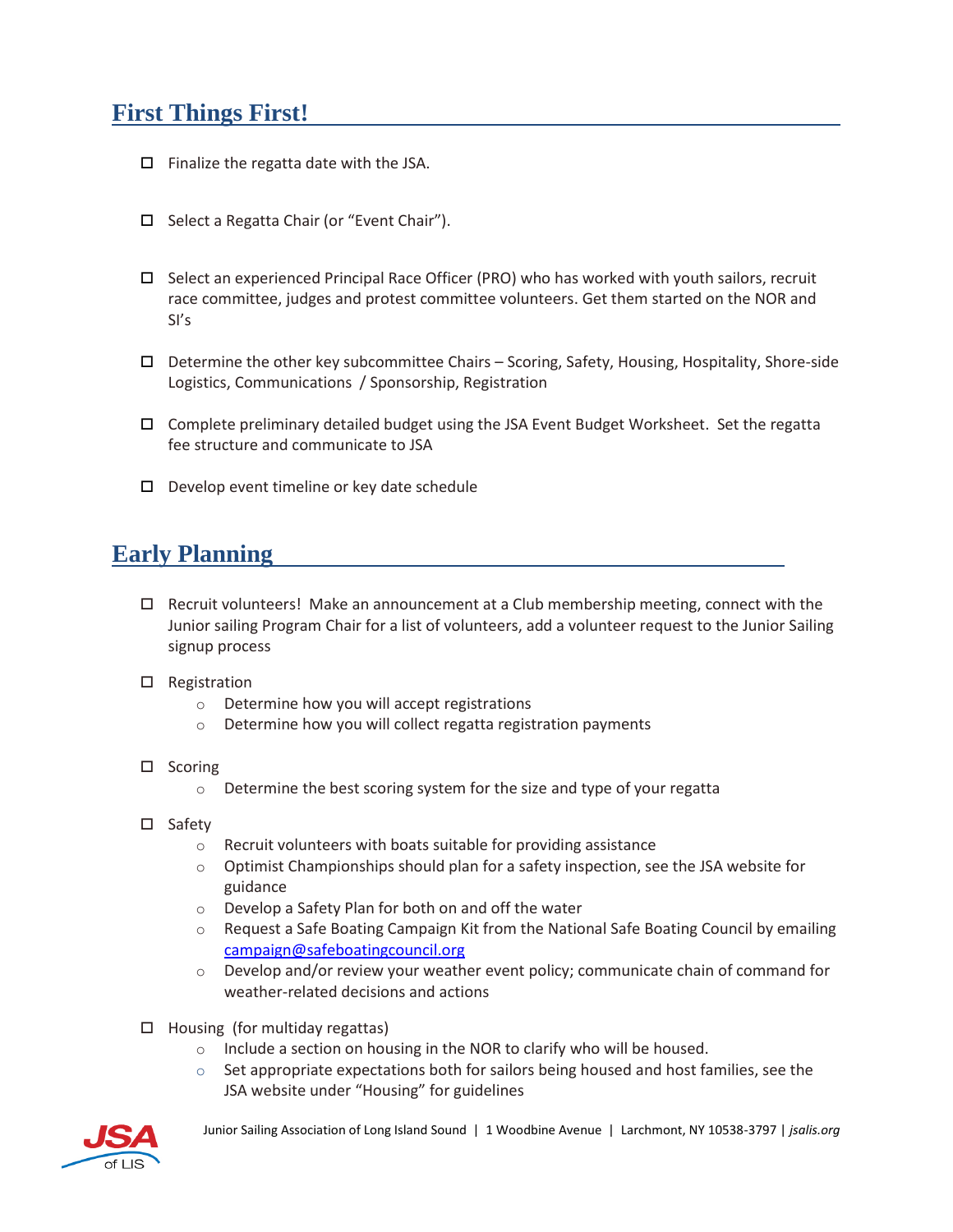## First Things First!

- [ ] Finalize the regatta date with the JSA.
- [ ] Select a Regatta Chair (or "Event Chair").
- [ ] Select an experienced Principal Race Officer (PRO) who has worked with youth sailors, recruit race committee, judges and protest committee volunteers. Get them started on the NOR and SI's
- [ ] Determine the other key subcommittee Chairs – Scoring, Safety, Housing, Hospitality, Shore-side Logistics, Communications / Sponsorship, Registration
- [ ] Complete preliminary detailed budget using the JSA Event Budget Worksheet. Set the regatta fee structure and communicate to JSA
- [ ] Develop event timeline or key date schedule

## Early Planning

- [ ] Recruit volunteers! Make an announcement at a Club membership meeting, connect with the Junior sailing Program Chair for a list of volunteers, add a volunteer request to the Junior Sailing signup process
- [ ] Registration
    - Determine how you will accept registrations
    - Determine how you will collect regatta registration payments
- [ ] Scoring
    - Determine the best scoring system for the size and type of your regatta
- [ ] Safety
    - Recruit volunteers with boats suitable for providing assistance
    - Optimist Championships should plan for a safety inspection, see the JSA website for guidance
    - Develop a Safety Plan for both on and off the water
    - Request a Safe Boating Campaign Kit from the National Safe Boating Council by emailing campaign@safeboatingcouncil.org
    - Develop and/or review your weather event policy; communicate chain of command for weather-related decisions and actions
- [ ] Housing (for multiday regattas)
    - Include a section on housing in the NOR to clarify who will be housed.
    - Set appropriate expectations both for sailors being housed and host families, see the JSA website under "Housing" for guidelines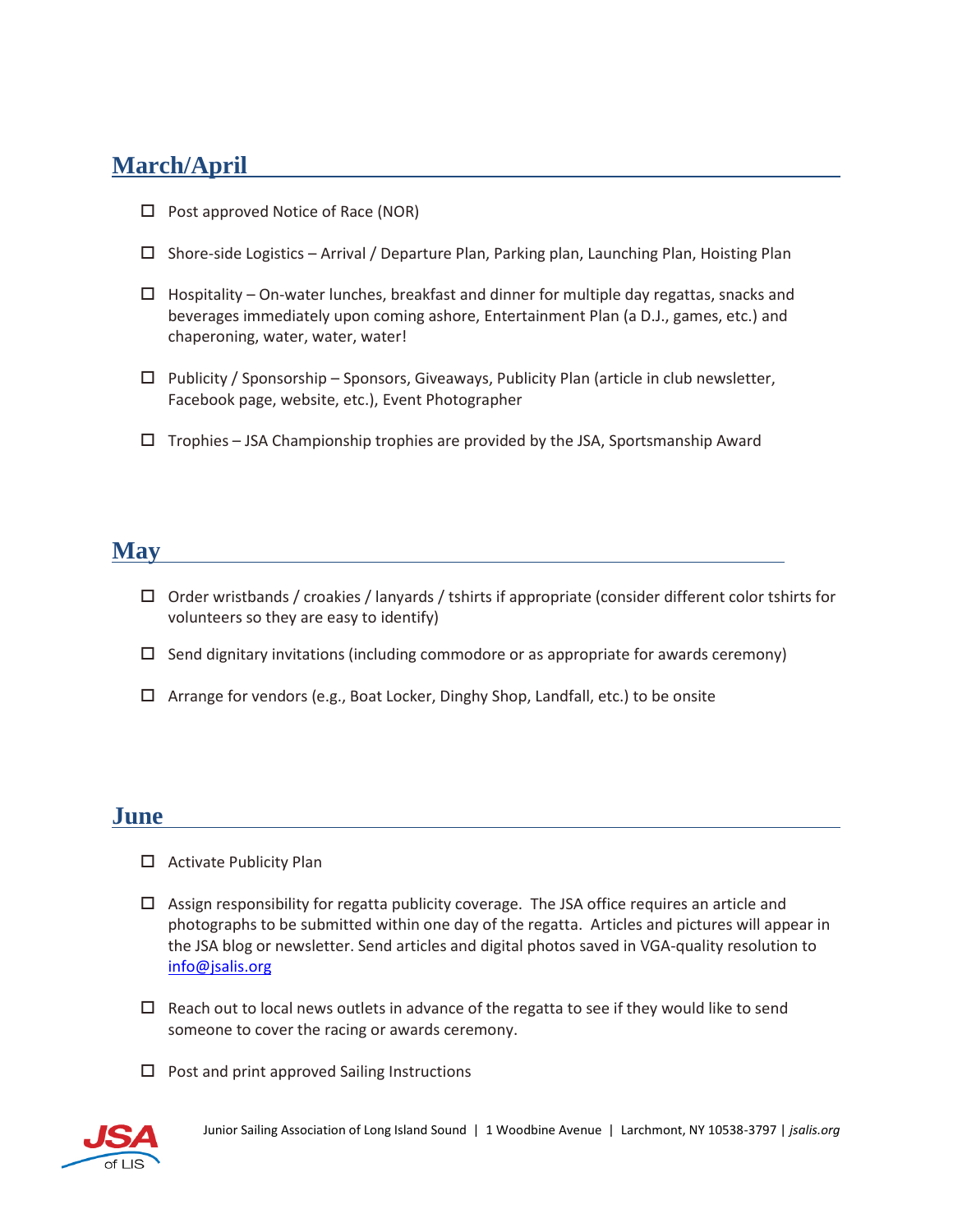## March/April

- ☐ Post approved Notice of Race (NOR)
- ☐ Shore-side Logistics – Arrival / Departure Plan, Parking plan, Launching Plan, Hoisting Plan
- ☐ Hospitality – On-water lunches, breakfast and dinner for multiple day regattas, snacks and beverages immediately upon coming ashore, Entertainment Plan (a D.J., games, etc.) and chaperoning, water, water, water!
- ☐ Publicity / Sponsorship – Sponsors, Giveaways, Publicity Plan (article in club newsletter, Facebook page, website, etc.), Event Photographer
- ☐ Trophies – JSA Championship trophies are provided by the JSA, Sportsmanship Award

## May

- ☐ Order wristbands / croakies / lanyards / tshirts if appropriate (consider different color tshirts for volunteers so they are easy to identify)
- ☐ Send dignitary invitations (including commodore or as appropriate for awards ceremony)
- ☐ Arrange for vendors (e.g., Boat Locker, Dinghy Shop, Landfall, etc.) to be onsite

## June

- ☐ Activate Publicity Plan
- ☐ Assign responsibility for regatta publicity coverage. The JSA office requires an article and photographs to be submitted within one day of the regatta. Articles and pictures will appear in the JSA blog or newsletter. Send articles and digital photos saved in VGA-quality resolution to [info@jsalis.org](mailto:info@jsalis.org)
- ☐ Reach out to local news outlets in advance of the regatta to see if they would like to send someone to cover the racing or awards ceremony.
- ☐ Post and print approved Sailing Instructions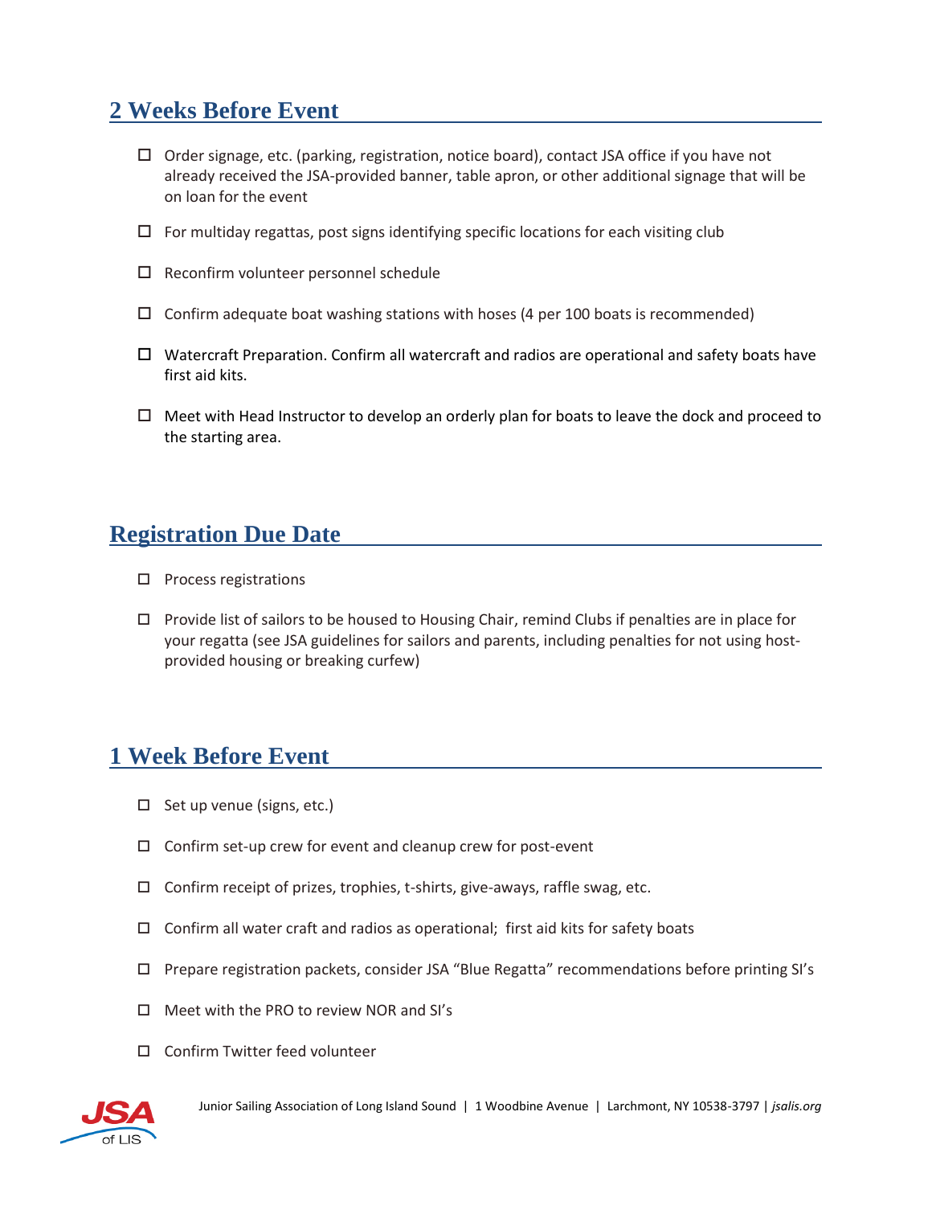## 2 Weeks Before Event

- ☐ Order signage, etc. (parking, registration, notice board), contact JSA office if you have not already received the JSA-provided banner, table apron, or other additional signage that will be on loan for the event
- ☐ For multiday regattas, post signs identifying specific locations for each visiting club
- ☐ Reconfirm volunteer personnel schedule
- ☐ Confirm adequate boat washing stations with hoses (4 per 100 boats is recommended)
- ☐ Watercraft Preparation. Confirm all watercraft and radios are operational and safety boats have first aid kits.
- ☐ Meet with Head Instructor to develop an orderly plan for boats to leave the dock and proceed to the starting area.

## Registration Due Date

- ☐ Process registrations
- ☐ Provide list of sailors to be housed to Housing Chair, remind Clubs if penalties are in place for your regatta (see JSA guidelines for sailors and parents, including penalties for not using host-provided housing or breaking curfew)

## 1 Week Before Event

- ☐ Set up venue (signs, etc.)
- ☐ Confirm set-up crew for event and cleanup crew for post-event
- ☐ Confirm receipt of prizes, trophies, t-shirts, give-aways, raffle swag, etc.
- ☐ Confirm all water craft and radios as operational; first aid kits for safety boats
- ☐ Prepare registration packets, consider JSA "Blue Regatta" recommendations before printing SI's
- ☐ Meet with the PRO to review NOR and SI's
- ☐ Confirm Twitter feed volunteer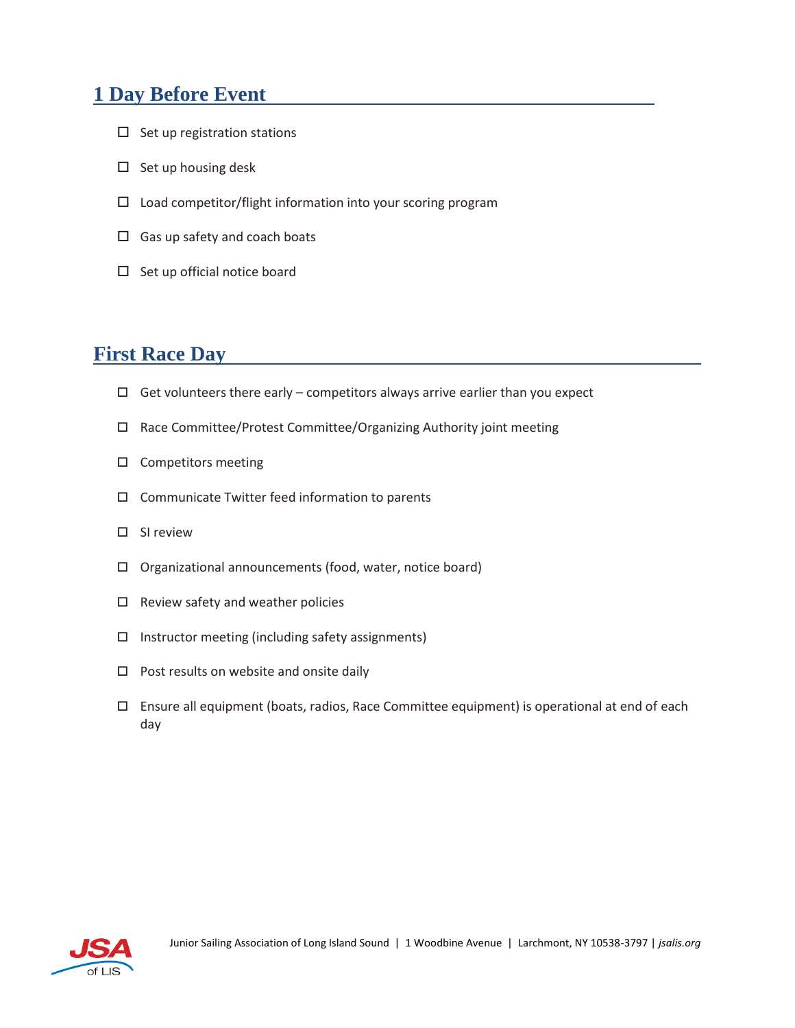## 1 Day Before Event

- ☐ Set up registration stations
- ☐ Set up housing desk
- ☐ Load competitor/flight information into your scoring program
- ☐ Gas up safety and coach boats
- ☐ Set up official notice board

## First Race Day

- ☐ Get volunteers there early – competitors always arrive earlier than you expect
- ☐ Race Committee/Protest Committee/Organizing Authority joint meeting
- ☐ Competitors meeting
- ☐ Communicate Twitter feed information to parents
- ☐ SI review
- ☐ Organizational announcements (food, water, notice board)
- ☐ Review safety and weather policies
- ☐ Instructor meeting (including safety assignments)
- ☐ Post results on website and onsite daily
- ☐ Ensure all equipment (boats, radios, Race Committee equipment) is operational at end of each day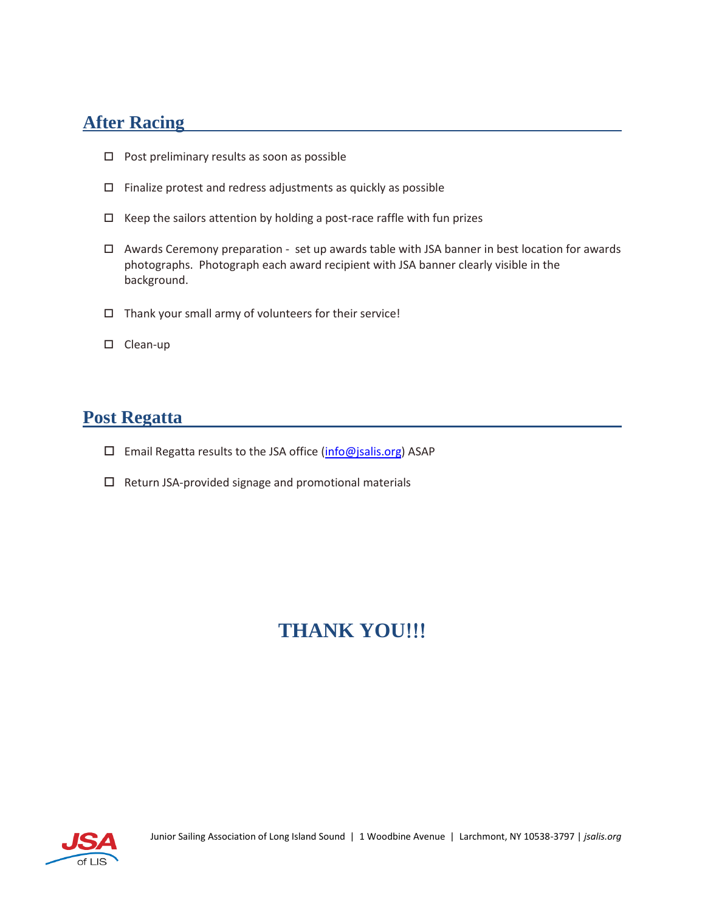## After Racing

- ☐ Post preliminary results as soon as possible
- ☐ Finalize protest and redress adjustments as quickly as possible
- ☐ Keep the sailors attention by holding a post-race raffle with fun prizes
- ☐ Awards Ceremony preparation - set up awards table with JSA banner in best location for awards photographs. Photograph each award recipient with JSA banner clearly visible in the background.
- ☐ Thank your small army of volunteers for their service!
- ☐ Clean-up

## Post Regatta

- ☐ Email Regatta results to the JSA office (info@jsalis.org) ASAP
- ☐ Return JSA-provided signage and promotional materials

# THANK YOU!!!

Junior Sailing Association of Long Island Sound | 1 Woodbine Avenue | Larchmont, NY 10538-3797 | *jsalis.org*